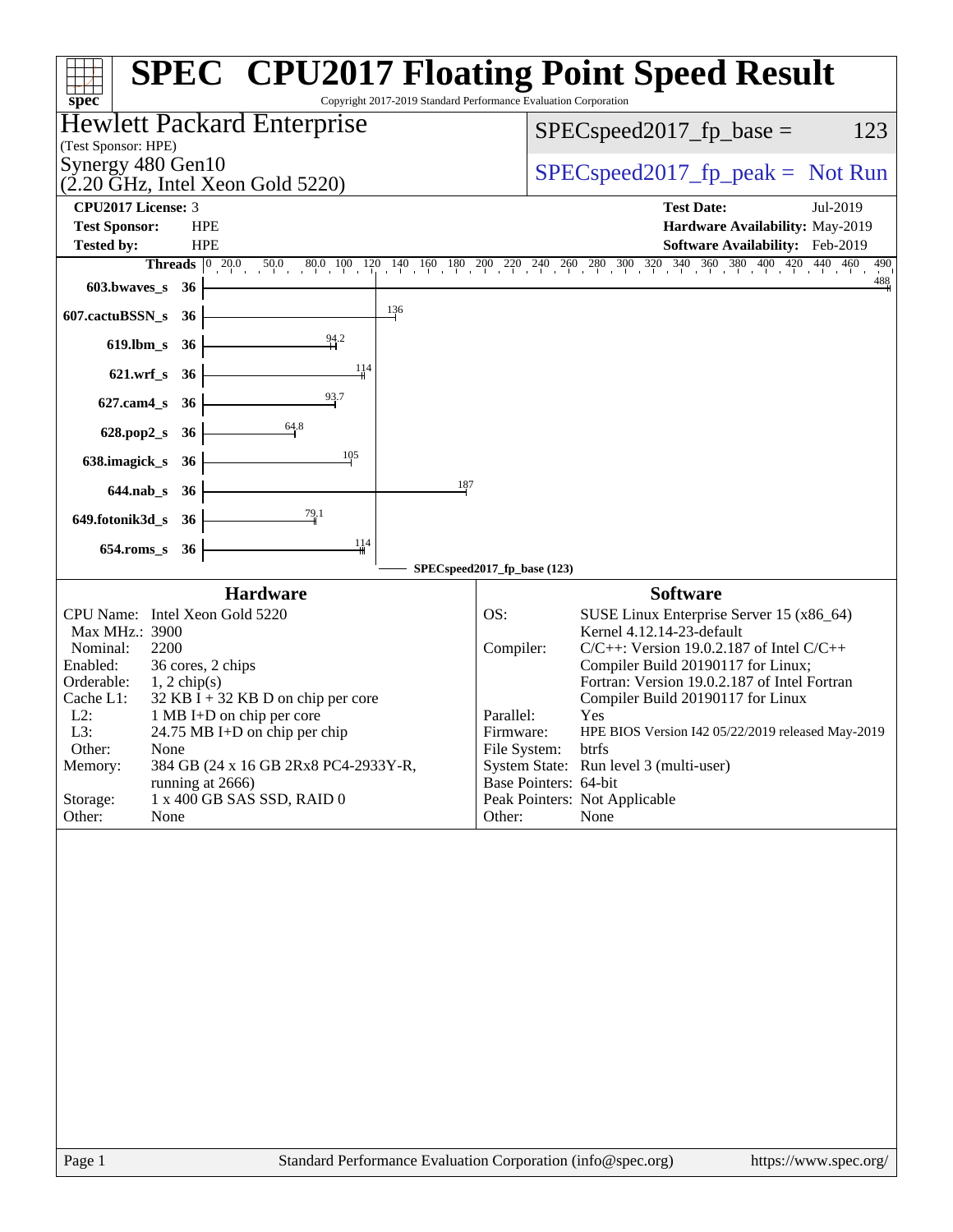# SPEC CPU2017 Floating Point Speed Result

Copyright 2017-2019 Standard Performance Evaluation Corporation

**Hewlett Packard Enterprise**
(Test Sponsor: HPE)
Synergy 480 Gen10
(2.20 GHz, Intel Xeon Gold 5220)

SPECspeed2017_fp_base = 123

SPECspeed2017_fp_peak = Not Run

**CPU2017 License:** 3
**Test Sponsor:** HPE
**Tested by:** HPE

**Test Date:** Jul-2019
**Hardware Availability:** May-2019
**Software Availability:** Feb-2019

| Benchmark | Threads | Base |
|---|---|---|
| 603.bwaves_s | 36 | 488 |
| 607.cactuBSSN_s | 36 | 136 |
| 619.lbm_s | 36 | 94.2 |
| 621.wrf_s | 36 | 114 |
| 627.cam4_s | 36 | 93.7 |
| 628.pop2_s | 36 | 64.8 |
| 638.imagick_s | 36 | 105 |
| 644.nab_s | 36 | 187 |
| 649.fotonik3d_s | 36 | 79.1 |
| 654.roms_s | 36 | 114 |

SPECspeed2017_fp_base (123)

## Hardware

| | |
|---|---|
| CPU Name: | Intel Xeon Gold 5220 |
| Max MHz.: | 3900 |
| Nominal: | 2200 |
| Enabled: | 36 cores, 2 chips |
| Orderable: | 1, 2 chip(s) |
| Cache L1: | 32 KB I + 32 KB D on chip per core |
| L2: | 1 MB I+D on chip per core |
| L3: | 24.75 MB I+D on chip per chip |
| Other: | None |
| Memory: | 384 GB (24 x 16 GB 2Rx8 PC4-2933Y-R, running at 2666) |
| Storage: | 1 x 400 GB SAS SSD, RAID 0 |
| Other: | None |

## Software

| | |
|---|---|
| OS: | SUSE Linux Enterprise Server 15 (x86_64) Kernel 4.12.14-23-default |
| Compiler: | C/C++: Version 19.0.2.187 of Intel C/C++ Compiler Build 20190117 for Linux; Fortran: Version 19.0.2.187 of Intel Fortran Compiler Build 20190117 for Linux |
| Parallel: | Yes |
| Firmware: | HPE BIOS Version I42 05/22/2019 released May-2019 |
| File System: | btrfs |
| System State: | Run level 3 (multi-user) |
| Base Pointers: | 64-bit |
| Peak Pointers: | Not Applicable |
| Other: | None |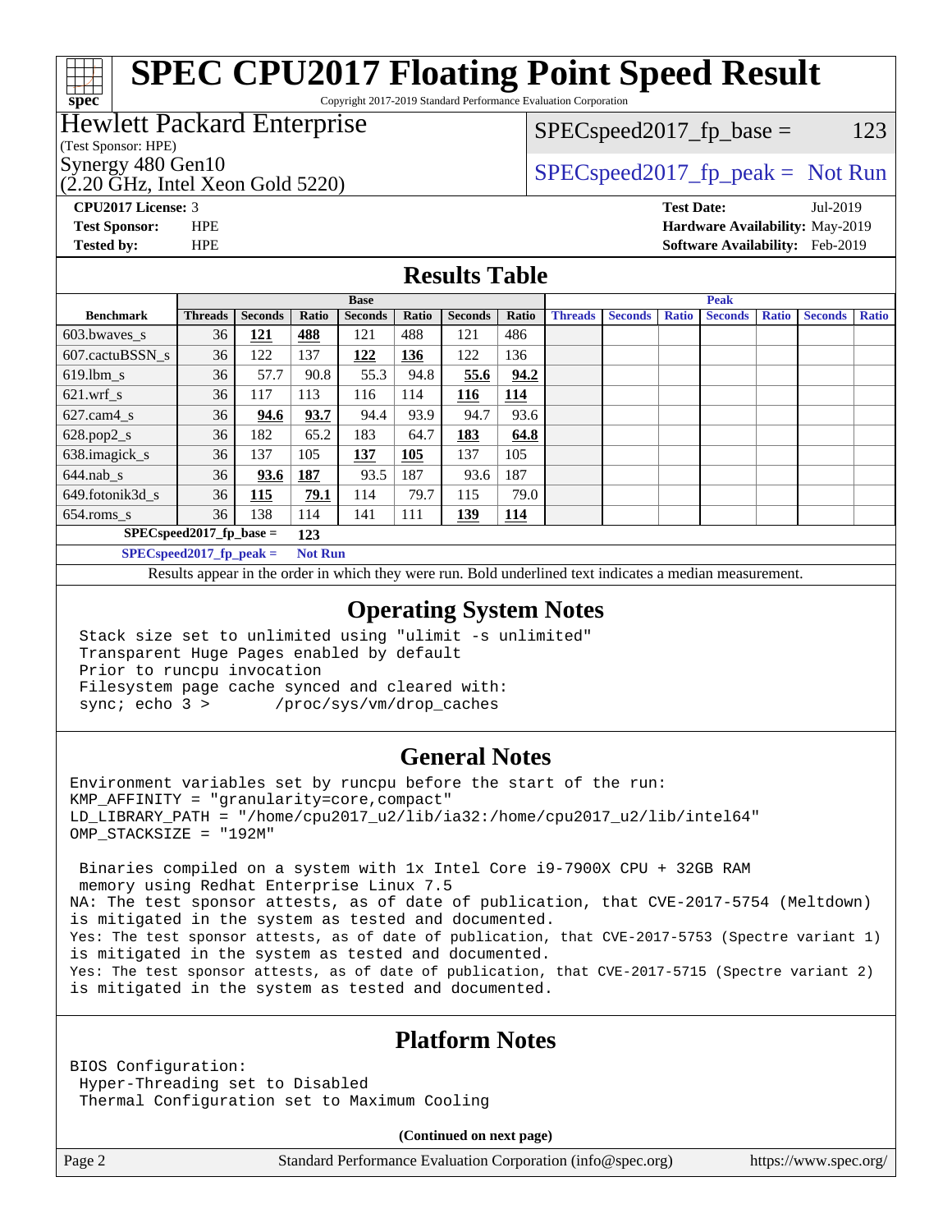# SPEC CPU2017 Floating Point Speed Result

Copyright 2017-2019 Standard Performance Evaluation Corporation

**Hewlett Packard Enterprise**
(Test Sponsor: HPE)
Synergy 480 Gen10
(2.20 GHz, Intel Xeon Gold 5220)

SPECspeed2017_fp_base = 123

SPECspeed2017_fp_peak = Not Run

**CPU2017 License:** 3
**Test Sponsor:** HPE
**Tested by:** HPE

**Test Date:** Jul-2019
**Hardware Availability:** May-2019
**Software Availability:** Feb-2019

## Results Table

| Benchmark | Base | | | | | | | Peak | | | | | | |
|---|---|---|---|---|---|---|---|---|---|---|---|---|---|---|
| | Threads | Seconds | Ratio | Seconds | Ratio | Seconds | Ratio | Threads | Seconds | Ratio | Seconds | Ratio | Seconds | Ratio |
| 603.bwaves_s | 36 | **121** | **488** | 121 | 488 | 121 | 486 | | | | | | | |
| 607.cactuBSSN_s | 36 | 122 | 137 | **122** | **136** | 122 | 136 | | | | | | | |
| 619.lbm_s | 36 | 57.7 | 90.8 | 55.3 | 94.8 | **55.6** | **94.2** | | | | | | | |
| 621.wrf_s | 36 | 117 | 113 | 116 | 114 | **116** | **114** | | | | | | | |
| 627.cam4_s | 36 | **94.6** | **93.7** | 94.4 | 93.9 | 94.7 | 93.6 | | | | | | | |
| 628.pop2_s | 36 | 182 | 65.2 | 183 | 64.7 | **183** | **64.8** | | | | | | | |
| 638.imagick_s | 36 | 137 | 105 | **137** | **105** | 137 | 105 | | | | | | | |
| 644.nab_s | 36 | **93.6** | **187** | 93.5 | 187 | 93.6 | 187 | | | | | | | |
| 649.fotonik3d_s | 36 | **115** | **79.1** | 114 | 79.7 | 115 | 79.0 | | | | | | | |
| 654.roms_s | 36 | 138 | 114 | 141 | 111 | **139** | **114** | | | | | | | |

**SPECspeed2017_fp_base = 123**

**SPECspeed2017_fp_peak = Not Run**

Results appear in the order in which they were run. Bold underlined text indicates a median measurement.

## Operating System Notes

```
Stack size set to unlimited using "ulimit -s unlimited"
Transparent Huge Pages enabled by default
Prior to runcpu invocation
Filesystem page cache synced and cleared with:
sync; echo 3 >       /proc/sys/vm/drop_caches
```

## General Notes

```
Environment variables set by runcpu before the start of the run:
KMP_AFFINITY = "granularity=core,compact"
LD_LIBRARY_PATH = "/home/cpu2017_u2/lib/ia32:/home/cpu2017_u2/lib/intel64"
OMP_STACKSIZE = "192M"

 Binaries compiled on a system with 1x Intel Core i9-7900X CPU + 32GB RAM
 memory using Redhat Enterprise Linux 7.5
NA: The test sponsor attests, as of date of publication, that CVE-2017-5754 (Meltdown)
is mitigated in the system as tested and documented.
Yes: The test sponsor attests, as of date of publication, that CVE-2017-5753 (Spectre variant 1)
is mitigated in the system as tested and documented.
Yes: The test sponsor attests, as of date of publication, that CVE-2017-5715 (Spectre variant 2)
is mitigated in the system as tested and documented.
```

## Platform Notes

```
BIOS Configuration:
 Hyper-Threading set to Disabled
 Thermal Configuration set to Maximum Cooling
```

**(Continued on next page)**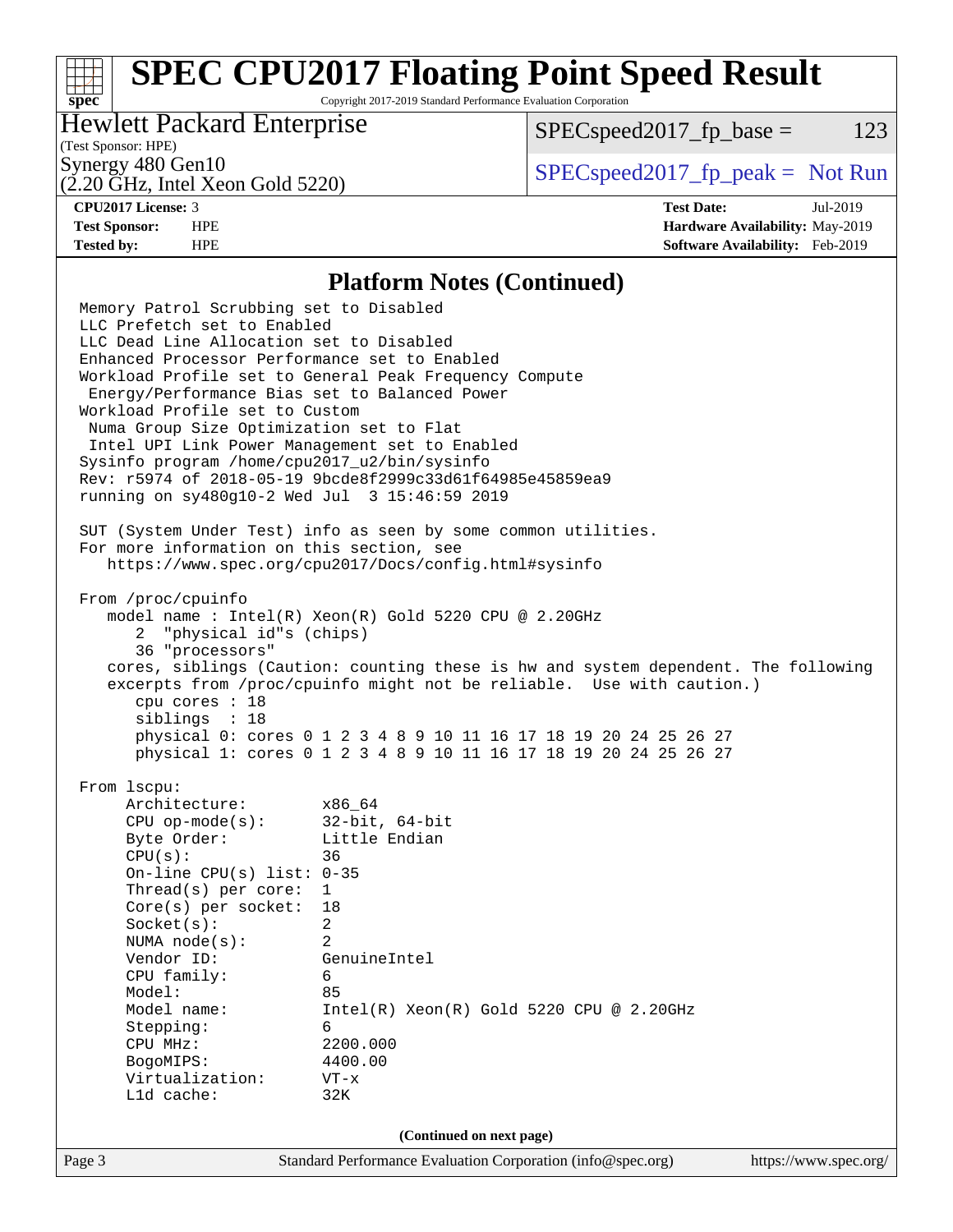## Platform Notes (Continued)

```
Memory Patrol Scrubbing set to Disabled
LLC Prefetch set to Enabled
LLC Dead Line Allocation set to Disabled
Enhanced Processor Performance set to Enabled
Workload Profile set to General Peak Frequency Compute
 Energy/Performance Bias set to Balanced Power
Workload Profile set to Custom
 Numa Group Size Optimization set to Flat
 Intel UPI Link Power Management set to Enabled
Sysinfo program /home/cpu2017_u2/bin/sysinfo
Rev: r5974 of 2018-05-19 9bcde8f2999c33d61f64985e45859ea9
running on sy480g10-2 Wed Jul  3 15:46:59 2019

SUT (System Under Test) info as seen by some common utilities.
For more information on this section, see
   https://www.spec.org/cpu2017/Docs/config.html#sysinfo

From /proc/cpuinfo
   model name : Intel(R) Xeon(R) Gold 5220 CPU @ 2.20GHz
      2  "physical id"s (chips)
      36 "processors"
   cores, siblings (Caution: counting these is hw and system dependent. The following
   excerpts from /proc/cpuinfo might not be reliable.  Use with caution.)
      cpu cores : 18
      siblings  : 18
      physical 0: cores 0 1 2 3 4 8 9 10 11 16 17 18 19 20 24 25 26 27
      physical 1: cores 0 1 2 3 4 8 9 10 11 16 17 18 19 20 24 25 26 27

From lscpu:
     Architecture:        x86_64
     CPU op-mode(s):      32-bit, 64-bit
     Byte Order:          Little Endian
     CPU(s):              36
     On-line CPU(s) list: 0-35
     Thread(s) per core:  1
     Core(s) per socket:  18
     Socket(s):           2
     NUMA node(s):        2
     Vendor ID:           GenuineIntel
     CPU family:          6
     Model:               85
     Model name:          Intel(R) Xeon(R) Gold 5220 CPU @ 2.20GHz
     Stepping:            6
     CPU MHz:             2200.000
     BogoMIPS:            4400.00
     Virtualization:      VT-x
     L1d cache:           32K
```

**(Continued on next page)**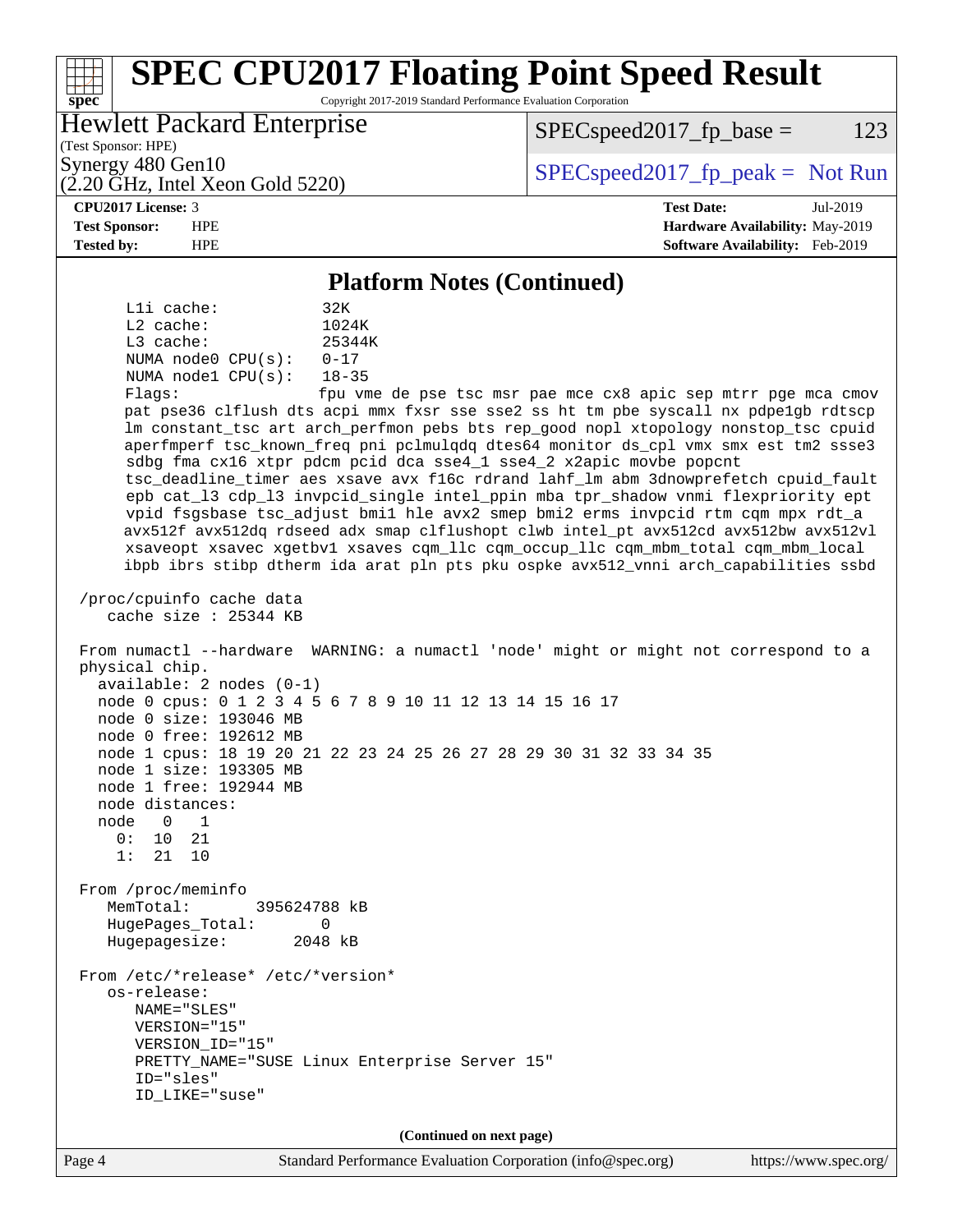## Platform Notes (Continued)

```
     L1i cache:             32K
     L2 cache:              1024K
     L3 cache:              25344K
     NUMA node0 CPU(s):     0-17
     NUMA node1 CPU(s):     18-35
     Flags:                 fpu vme de pse tsc msr pae mce cx8 apic sep mtrr pge mca cmov
     pat pse36 clflush dts acpi mmx fxsr sse sse2 ss ht tm pbe syscall nx pdpe1gb rdtscp
     lm constant_tsc art arch_perfmon pebs bts rep_good nopl xtopology nonstop_tsc cpuid
     aperfmperf tsc_known_freq pni pclmulqdq dtes64 monitor ds_cpl vmx smx est tm2 ssse3
     sdbg fma cx16 xtpr pdcm pcid dca sse4_1 sse4_2 x2apic movbe popcnt
     tsc_deadline_timer aes xsave avx f16c rdrand lahf_lm abm 3dnowprefetch cpuid_fault
     epb cat_l3 cdp_l3 invpcid_single intel_ppin mba tpr_shadow vnmi flexpriority ept
     vpid fsgsbase tsc_adjust bmi1 hle avx2 smep bmi2 erms invpcid rtm cqm mpx rdt_a
     avx512f avx512dq rdseed adx smap clflushopt clwb intel_pt avx512cd avx512bw avx512vl
     xsaveopt xsavec xgetbv1 xsaves cqm_llc cqm_occup_llc cqm_mbm_total cqm_mbm_local
     ibpb ibrs stibp dtherm ida arat pln pts pku ospke avx512_vnni arch_capabilities ssbd

 /proc/cpuinfo cache data
    cache size : 25344 KB

 From numactl --hardware  WARNING: a numactl 'node' might or might not correspond to a
 physical chip.
   available: 2 nodes (0-1)
   node 0 cpus: 0 1 2 3 4 5 6 7 8 9 10 11 12 13 14 15 16 17
   node 0 size: 193046 MB
   node 0 free: 192612 MB
   node 1 cpus: 18 19 20 21 22 23 24 25 26 27 28 29 30 31 32 33 34 35
   node 1 size: 193305 MB
   node 1 free: 192944 MB
   node distances:
   node   0   1
     0:  10  21
     1:  21  10

 From /proc/meminfo
    MemTotal:       395624788 kB
    HugePages_Total:       0
    Hugepagesize:       2048 kB

 From /etc/*release* /etc/*version*
    os-release:
       NAME="SLES"
       VERSION="15"
       VERSION_ID="15"
       PRETTY_NAME="SUSE Linux Enterprise Server 15"
       ID="sles"
       ID_LIKE="suse"
```

(Continued on next page)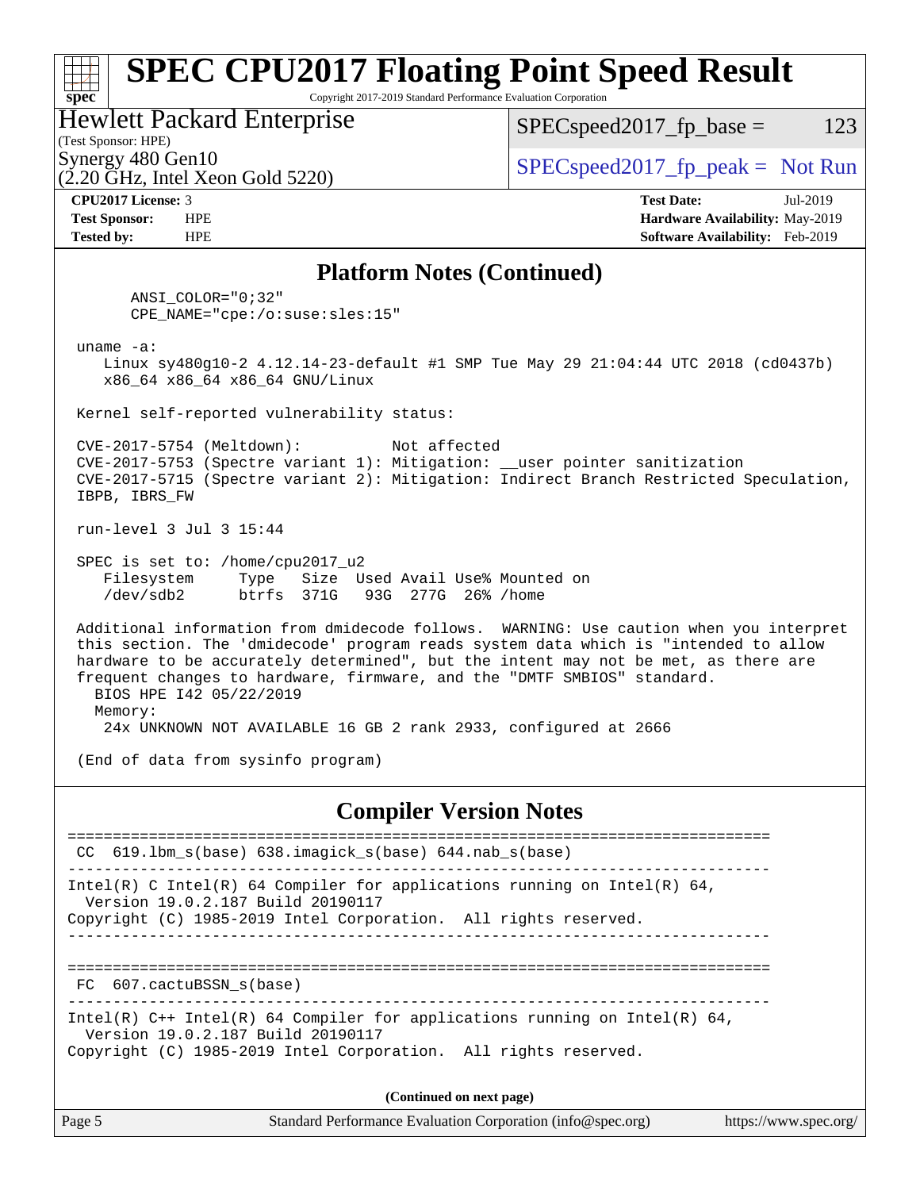## Platform Notes (Continued)

```
      ANSI_COLOR="0;32"
      CPE_NAME="cpe:/o:suse:sles:15"

 uname -a:
    Linux sy480g10-2 4.12.14-23-default #1 SMP Tue May 29 21:04:44 UTC 2018 (cd0437b)
    x86_64 x86_64 x86_64 GNU/Linux

 Kernel self-reported vulnerability status:

 CVE-2017-5754 (Meltdown):          Not affected
 CVE-2017-5753 (Spectre variant 1): Mitigation: __user pointer sanitization
 CVE-2017-5715 (Spectre variant 2): Mitigation: Indirect Branch Restricted Speculation,
 IBPB, IBRS_FW

 run-level 3 Jul 3 15:44

 SPEC is set to: /home/cpu2017_u2
    Filesystem     Type   Size  Used Avail Use% Mounted on
    /dev/sdb2      btrfs  371G   93G  277G  26% /home

 Additional information from dmidecode follows.  WARNING: Use caution when you interpret
 this section. The 'dmidecode' program reads system data which is "intended to allow
 hardware to be accurately determined", but the intent may not be met, as there are
 frequent changes to hardware, firmware, and the "DMTF SMBIOS" standard.
   BIOS HPE I42 05/22/2019
   Memory:
    24x UNKNOWN NOT AVAILABLE 16 GB 2 rank 2933, configured at 2666

 (End of data from sysinfo program)
```

## Compiler Version Notes

```
==============================================================================
 CC  619.lbm_s(base) 638.imagick_s(base) 644.nab_s(base)
------------------------------------------------------------------------------
Intel(R) C Intel(R) 64 Compiler for applications running on Intel(R) 64,
  Version 19.0.2.187 Build 20190117
Copyright (C) 1985-2019 Intel Corporation.  All rights reserved.
------------------------------------------------------------------------------

==============================================================================
 FC  607.cactuBSSN_s(base)
------------------------------------------------------------------------------
Intel(R) C++ Intel(R) 64 Compiler for applications running on Intel(R) 64,
  Version 19.0.2.187 Build 20190117
Copyright (C) 1985-2019 Intel Corporation.  All rights reserved.
```

**(Continued on next page)**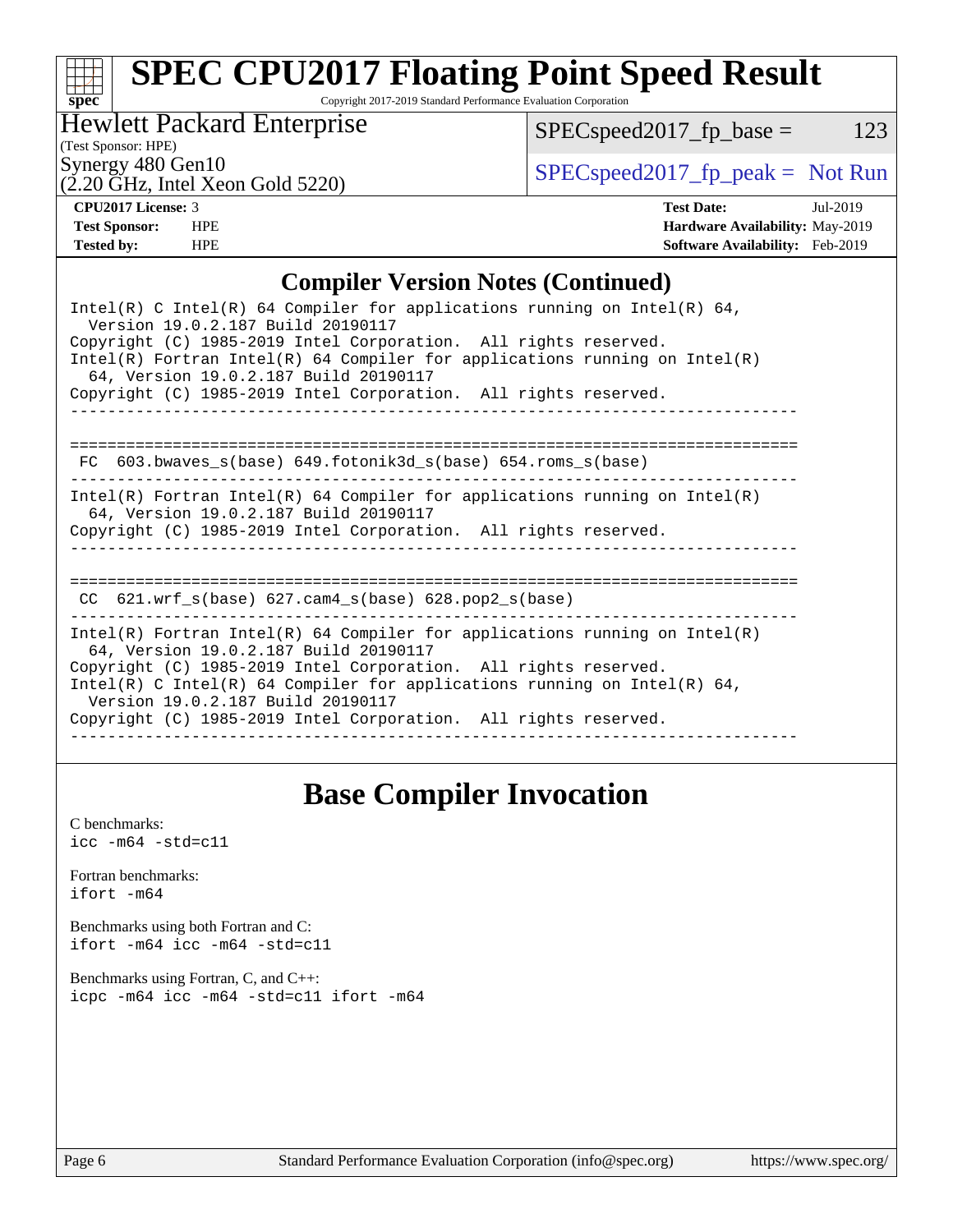# SPEC CPU2017 Floating Point Speed Result

Copyright 2017-2019 Standard Performance Evaluation Corporation

**Hewlett Packard Enterprise**
(Test Sponsor: HPE)
Synergy 480 Gen10
(2.20 GHz, Intel Xeon Gold 5220)

SPECspeed2017_fp_base = 123
SPECspeed2017_fp_peak = Not Run

| | | | |
|---|---|---|---|
| **CPU2017 License:** | 3 | **Test Date:** | Jul-2019 |
| **Test Sponsor:** | HPE | **Hardware Availability:** | May-2019 |
| **Tested by:** | HPE | **Software Availability:** | Feb-2019 |

## Compiler Version Notes (Continued)

```
Intel(R) C Intel(R) 64 Compiler for applications running on Intel(R) 64,
  Version 19.0.2.187 Build 20190117
Copyright (C) 1985-2019 Intel Corporation.  All rights reserved.
Intel(R) Fortran Intel(R) 64 Compiler for applications running on Intel(R)
  64, Version 19.0.2.187 Build 20190117
Copyright (C) 1985-2019 Intel Corporation.  All rights reserved.
------------------------------------------------------------------------------

==============================================================================
 FC  603.bwaves_s(base) 649.fotonik3d_s(base) 654.roms_s(base)
------------------------------------------------------------------------------
Intel(R) Fortran Intel(R) 64 Compiler for applications running on Intel(R)
  64, Version 19.0.2.187 Build 20190117
Copyright (C) 1985-2019 Intel Corporation.  All rights reserved.
------------------------------------------------------------------------------

==============================================================================
 CC  621.wrf_s(base) 627.cam4_s(base) 628.pop2_s(base)
------------------------------------------------------------------------------
Intel(R) Fortran Intel(R) 64 Compiler for applications running on Intel(R)
  64, Version 19.0.2.187 Build 20190117
Copyright (C) 1985-2019 Intel Corporation.  All rights reserved.
Intel(R) C Intel(R) 64 Compiler for applications running on Intel(R) 64,
  Version 19.0.2.187 Build 20190117
Copyright (C) 1985-2019 Intel Corporation.  All rights reserved.
------------------------------------------------------------------------------
```

## Base Compiler Invocation

C benchmarks:
`icc -m64 -std=c11`

Fortran benchmarks:
`ifort -m64`

Benchmarks using both Fortran and C:
`ifort -m64 icc -m64 -std=c11`

Benchmarks using Fortran, C, and C++:
`icpc -m64 icc -m64 -std=c11 ifort -m64`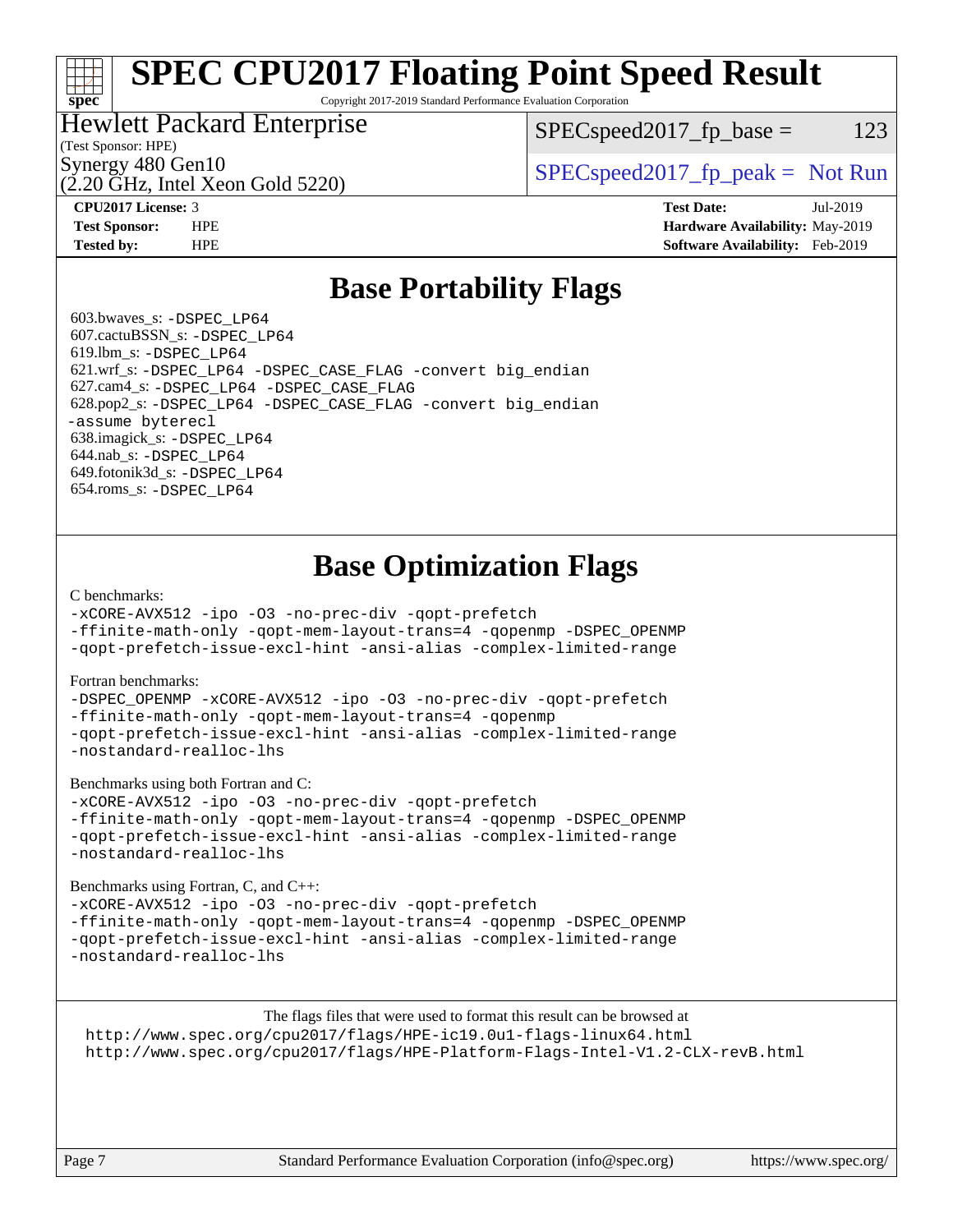# SPEC CPU2017 Floating Point Speed Result

Copyright 2017-2019 Standard Performance Evaluation Corporation

**Hewlett Packard Enterprise**
(Test Sponsor: HPE)
Synergy 480 Gen10
(2.20 GHz, Intel Xeon Gold 5220)

SPECspeed2017_fp_base = 123

SPECspeed2017_fp_peak = Not Run

**CPU2017 License:** 3
**Test Sponsor:** HPE
**Tested by:** HPE

**Test Date:** Jul-2019
**Hardware Availability:** May-2019
**Software Availability:** Feb-2019

## Base Portability Flags

603.bwaves_s: -DSPEC_LP64
607.cactuBSSN_s: -DSPEC_LP64
619.lbm_s: -DSPEC_LP64
621.wrf_s: -DSPEC_LP64 -DSPEC_CASE_FLAG -convert big_endian
627.cam4_s: -DSPEC_LP64 -DSPEC_CASE_FLAG
628.pop2_s: -DSPEC_LP64 -DSPEC_CASE_FLAG -convert big_endian -assume byterecl
638.imagick_s: -DSPEC_LP64
644.nab_s: -DSPEC_LP64
649.fotonik3d_s: -DSPEC_LP64
654.roms_s: -DSPEC_LP64

## Base Optimization Flags

C benchmarks:
```
-xCORE-AVX512 -ipo -O3 -no-prec-div -qopt-prefetch
-ffinite-math-only -qopt-mem-layout-trans=4 -qopenmp -DSPEC_OPENMP
-qopt-prefetch-issue-excl-hint -ansi-alias -complex-limited-range
```

Fortran benchmarks:
```
-DSPEC_OPENMP -xCORE-AVX512 -ipo -O3 -no-prec-div -qopt-prefetch
-ffinite-math-only -qopt-mem-layout-trans=4 -qopenmp
-qopt-prefetch-issue-excl-hint -ansi-alias -complex-limited-range
-nostandard-realloc-lhs
```

Benchmarks using both Fortran and C:
```
-xCORE-AVX512 -ipo -O3 -no-prec-div -qopt-prefetch
-ffinite-math-only -qopt-mem-layout-trans=4 -qopenmp -DSPEC_OPENMP
-qopt-prefetch-issue-excl-hint -ansi-alias -complex-limited-range
-nostandard-realloc-lhs
```

Benchmarks using Fortran, C, and C++:
```
-xCORE-AVX512 -ipo -O3 -no-prec-div -qopt-prefetch
-ffinite-math-only -qopt-mem-layout-trans=4 -qopenmp -DSPEC_OPENMP
-qopt-prefetch-issue-excl-hint -ansi-alias -complex-limited-range
-nostandard-realloc-lhs
```

The flags files that were used to format this result can be browsed at
http://www.spec.org/cpu2017/flags/HPE-ic19.0u1-flags-linux64.html
http://www.spec.org/cpu2017/flags/HPE-Platform-Flags-Intel-V1.2-CLX-revB.html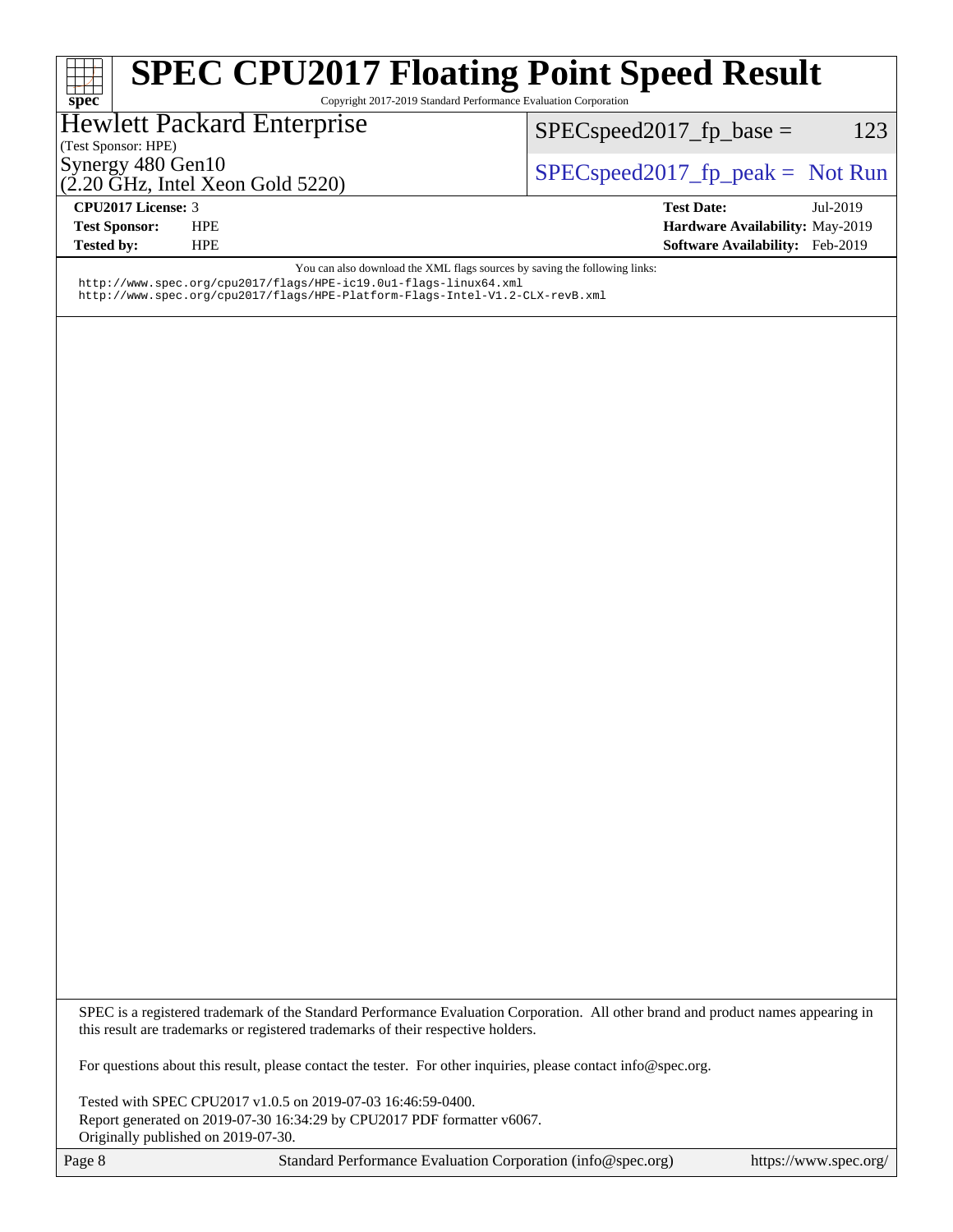# SPEC CPU2017 Floating Point Speed Result

Copyright 2017-2019 Standard Performance Evaluation Corporation

**Hewlett Packard Enterprise**
(Test Sponsor: HPE)
Synergy 480 Gen10
(2.20 GHz, Intel Xeon Gold 5220)

SPECspeed2017_fp_base = 123
SPECspeed2017_fp_peak = Not Run

**CPU2017 License:** 3
**Test Sponsor:** HPE
**Tested by:** HPE

**Test Date:** Jul-2019
**Hardware Availability:** May-2019
**Software Availability:** Feb-2019

You can also download the XML flags sources by saving the following links:
http://www.spec.org/cpu2017/flags/HPE-ic19.0u1-flags-linux64.xml
http://www.spec.org/cpu2017/flags/HPE-Platform-Flags-Intel-V1.2-CLX-revB.xml

SPEC is a registered trademark of the Standard Performance Evaluation Corporation. All other brand and product names appearing in this result are trademarks or registered trademarks of their respective holders.

For questions about this result, please contact the tester. For other inquiries, please contact info@spec.org.

Tested with SPEC CPU2017 v1.0.5 on 2019-07-03 16:46:59-0400.
Report generated on 2019-07-30 16:34:29 by CPU2017 PDF formatter v6067.
Originally published on 2019-07-30.